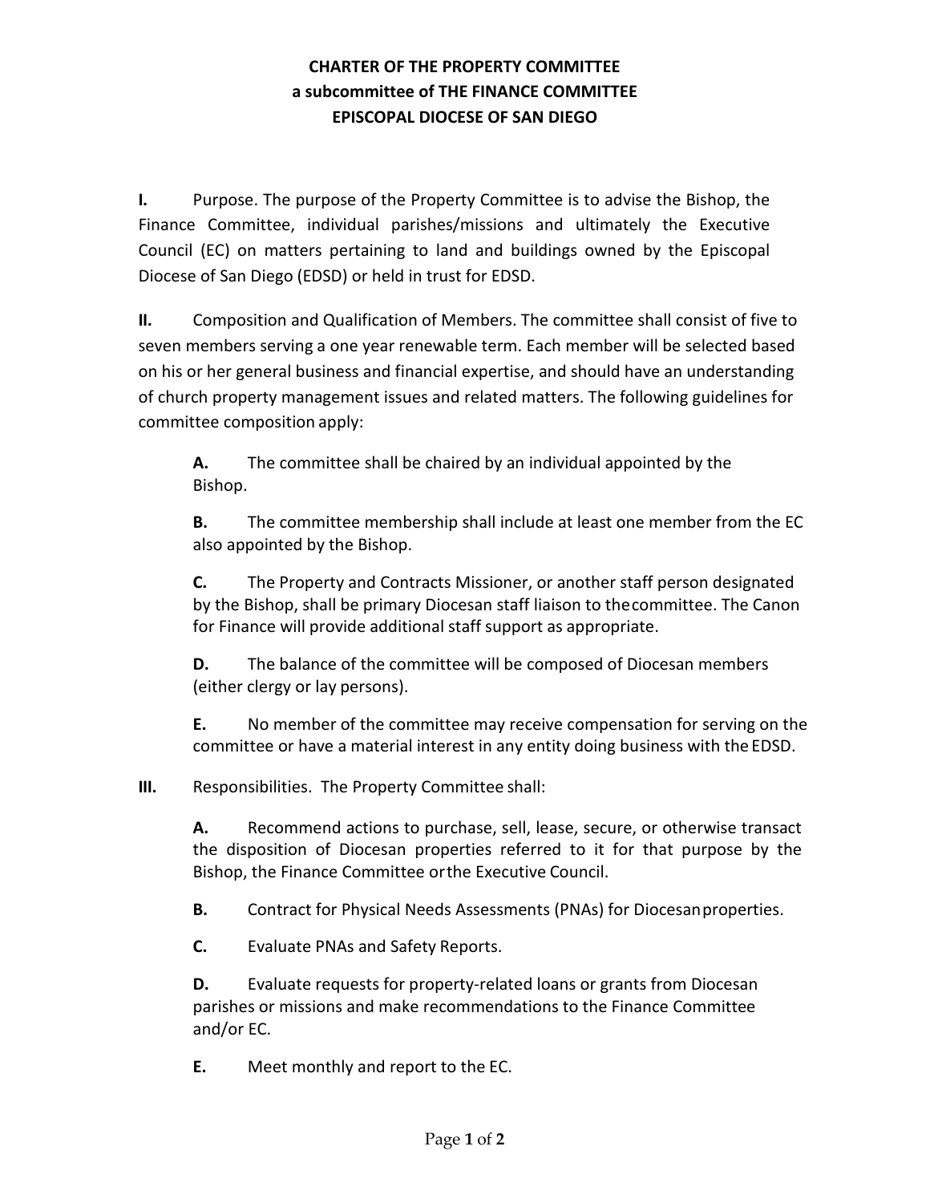**CHARTER OF THE PROPERTY COMMITTEE**
**a subcommittee of THE FINANCE COMMITTEE**
**EPISCOPAL DIOCESE OF SAN DIEGO**

**I.** Purpose. The purpose of the Property Committee is to advise the Bishop, the Finance Committee, individual parishes/missions and ultimately the Executive Council (EC) on matters pertaining to land and buildings owned by the Episcopal Diocese of San Diego (EDSD) or held in trust for EDSD.

**II.** Composition and Qualification of Members. The committee shall consist of five to seven members serving a one year renewable term. Each member will be selected based on his or her general business and financial expertise, and should have an understanding of church property management issues and related matters. The following guidelines for committee composition apply:

> **A.** The committee shall be chaired by an individual appointed by the Bishop.
>
> **B.** The committee membership shall include at least one member from the EC also appointed by the Bishop.
>
> **C.** The Property and Contracts Missioner, or another staff person designated by the Bishop, shall be primary Diocesan staff liaison to the committee. The Canon for Finance will provide additional staff support as appropriate.
>
> **D.** The balance of the committee will be composed of Diocesan members (either clergy or lay persons).
>
> **E.** No member of the committee may receive compensation for serving on the committee or have a material interest in any entity doing business with the EDSD.

**III.** Responsibilities. The Property Committee shall:

> **A.** Recommend actions to purchase, sell, lease, secure, or otherwise transact the disposition of Diocesan properties referred to it for that purpose by the Bishop, the Finance Committee or the Executive Council.
>
> **B.** Contract for Physical Needs Assessments (PNAs) for Diocesan properties.
>
> **C.** Evaluate PNAs and Safety Reports.
>
> **D.** Evaluate requests for property-related loans or grants from Diocesan parishes or missions and make recommendations to the Finance Committee and/or EC.
>
> **E.** Meet monthly and report to the EC.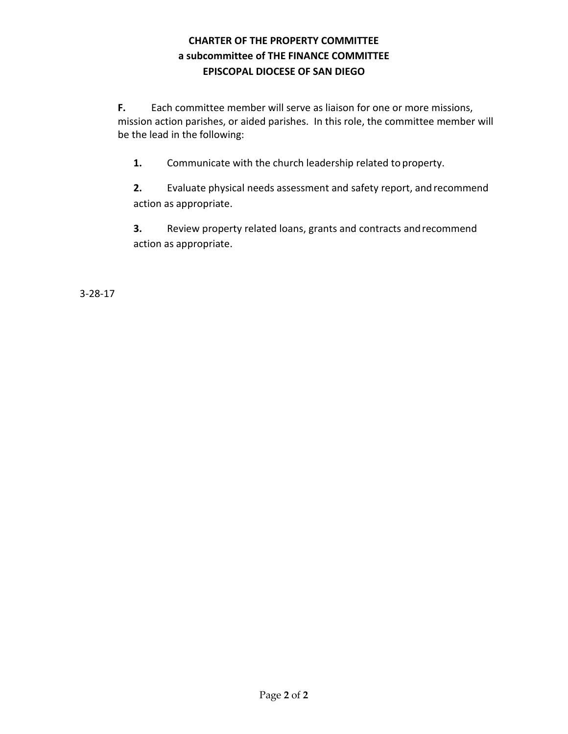**F.** Each committee member will serve as liaison for one or more missions, mission action parishes, or aided parishes. In this role, the committee member will be the lead in the following:

1. Communicate with the church leadership related to property.
2. Evaluate physical needs assessment and safety report, and recommend action as appropriate.
3. Review property related loans, grants and contracts and recommend action as appropriate.

3-28-17